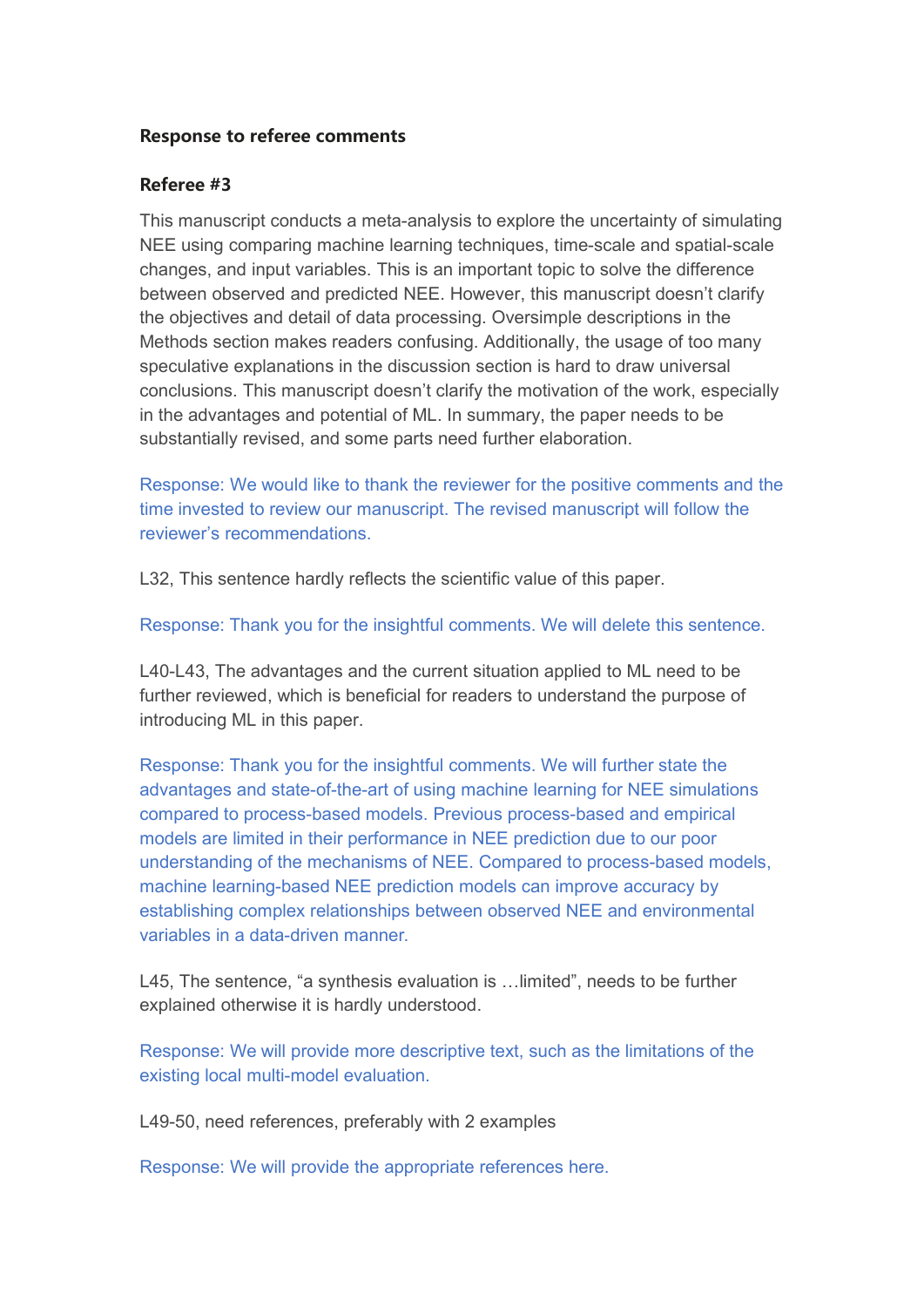**Response to referee comments**

**Referee #3**

This manuscript conducts a meta-analysis to explore the uncertainty of simulating NEE using comparing machine learning techniques, time-scale and spatial-scale changes, and input variables. This is an important topic to solve the difference between observed and predicted NEE. However, this manuscript doesn't clarify the objectives and detail of data processing. Oversimple descriptions in the Methods section makes readers confusing. Additionally, the usage of too many speculative explanations in the discussion section is hard to draw universal conclusions. This manuscript doesn't clarify the motivation of the work, especially in the advantages and potential of ML. In summary, the paper needs to be substantially revised, and some parts need further elaboration.

Response: We would like to thank the reviewer for the positive comments and the time invested to review our manuscript. The revised manuscript will follow the reviewer's recommendations.

L32, This sentence hardly reflects the scientific value of this paper.

Response: Thank you for the insightful comments. We will delete this sentence.

L40-L43, The advantages and the current situation applied to ML need to be further reviewed, which is beneficial for readers to understand the purpose of introducing ML in this paper.

Response: Thank you for the insightful comments. We will further state the advantages and state-of-the-art of using machine learning for NEE simulations compared to process-based models. Previous process-based and empirical models are limited in their performance in NEE prediction due to our poor understanding of the mechanisms of NEE. Compared to process-based models, machine learning-based NEE prediction models can improve accuracy by establishing complex relationships between observed NEE and environmental variables in a data-driven manner.

L45, The sentence, "a synthesis evaluation is …limited", needs to be further explained otherwise it is hardly understood.

Response: We will provide more descriptive text, such as the limitations of the existing local multi-model evaluation.

L49-50, need references, preferably with 2 examples

Response: We will provide the appropriate references here.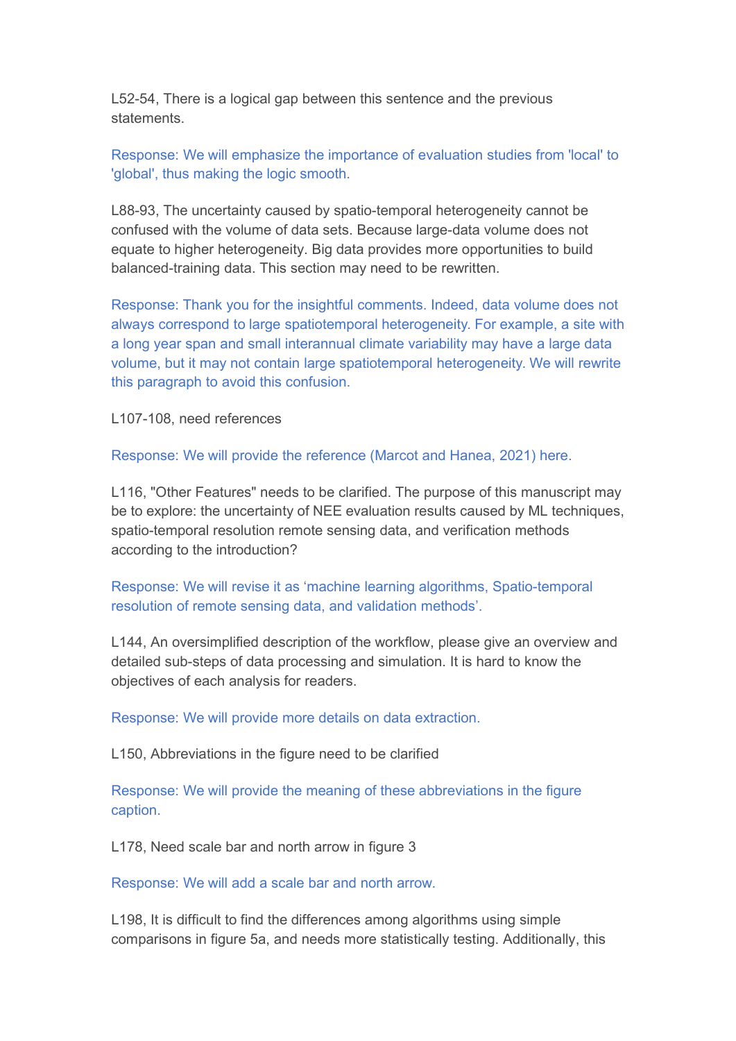L52-54, There is a logical gap between this sentence and the previous statements.

Response: We will emphasize the importance of evaluation studies from 'local' to 'global', thus making the logic smooth.

L88-93, The uncertainty caused by spatio-temporal heterogeneity cannot be confused with the volume of data sets. Because large-data volume does not equate to higher heterogeneity. Big data provides more opportunities to build balanced-training data. This section may need to be rewritten.

Response: Thank you for the insightful comments. Indeed, data volume does not always correspond to large spatiotemporal heterogeneity. For example, a site with a long year span and small interannual climate variability may have a large data volume, but it may not contain large spatiotemporal heterogeneity. We will rewrite this paragraph to avoid this confusion.

L107-108, need references

Response: We will provide the reference (Marcot and Hanea, 2021) here.

L116, "Other Features" needs to be clarified. The purpose of this manuscript may be to explore: the uncertainty of NEE evaluation results caused by ML techniques, spatio-temporal resolution remote sensing data, and verification methods according to the introduction?

Response: We will revise it as 'machine learning algorithms, Spatio-temporal resolution of remote sensing data, and validation methods'.

L144, An oversimplified description of the workflow, please give an overview and detailed sub-steps of data processing and simulation. It is hard to know the objectives of each analysis for readers.

Response: We will provide more details on data extraction.

L150, Abbreviations in the figure need to be clarified

Response: We will provide the meaning of these abbreviations in the figure caption.

L178, Need scale bar and north arrow in figure 3

Response: We will add a scale bar and north arrow.

L198, It is difficult to find the differences among algorithms using simple comparisons in figure 5a, and needs more statistically testing. Additionally, this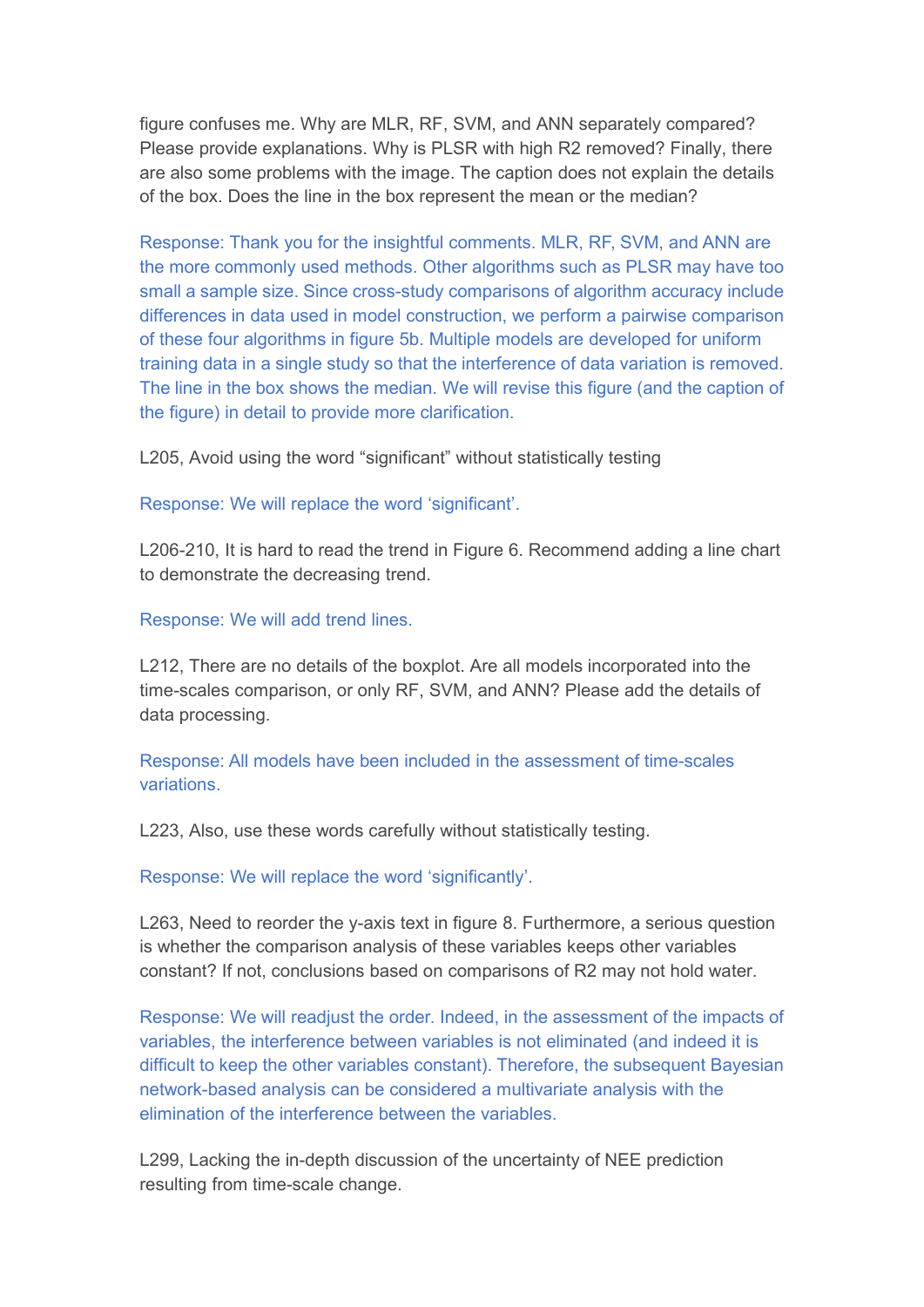figure confuses me. Why are MLR, RF, SVM, and ANN separately compared? Please provide explanations. Why is PLSR with high R2 removed? Finally, there are also some problems with the image. The caption does not explain the details of the box. Does the line in the box represent the mean or the median?

Response: Thank you for the insightful comments. MLR, RF, SVM, and ANN are the more commonly used methods. Other algorithms such as PLSR may have too small a sample size. Since cross-study comparisons of algorithm accuracy include differences in data used in model construction, we perform a pairwise comparison of these four algorithms in figure 5b. Multiple models are developed for uniform training data in a single study so that the interference of data variation is removed. The line in the box shows the median. We will revise this figure (and the caption of the figure) in detail to provide more clarification.

L205, Avoid using the word "significant" without statistically testing

Response: We will replace the word 'significant'.

L206-210, It is hard to read the trend in Figure 6. Recommend adding a line chart to demonstrate the decreasing trend.

Response: We will add trend lines.

L212, There are no details of the boxplot. Are all models incorporated into the time-scales comparison, or only RF, SVM, and ANN? Please add the details of data processing.

Response: All models have been included in the assessment of time-scales variations.

L223, Also, use these words carefully without statistically testing.

Response: We will replace the word 'significantly'.

L263, Need to reorder the y-axis text in figure 8. Furthermore, a serious question is whether the comparison analysis of these variables keeps other variables constant? If not, conclusions based on comparisons of R2 may not hold water.

Response: We will readjust the order. Indeed, in the assessment of the impacts of variables, the interference between variables is not eliminated (and indeed it is difficult to keep the other variables constant). Therefore, the subsequent Bayesian network-based analysis can be considered a multivariate analysis with the elimination of the interference between the variables.

L299, Lacking the in-depth discussion of the uncertainty of NEE prediction resulting from time-scale change.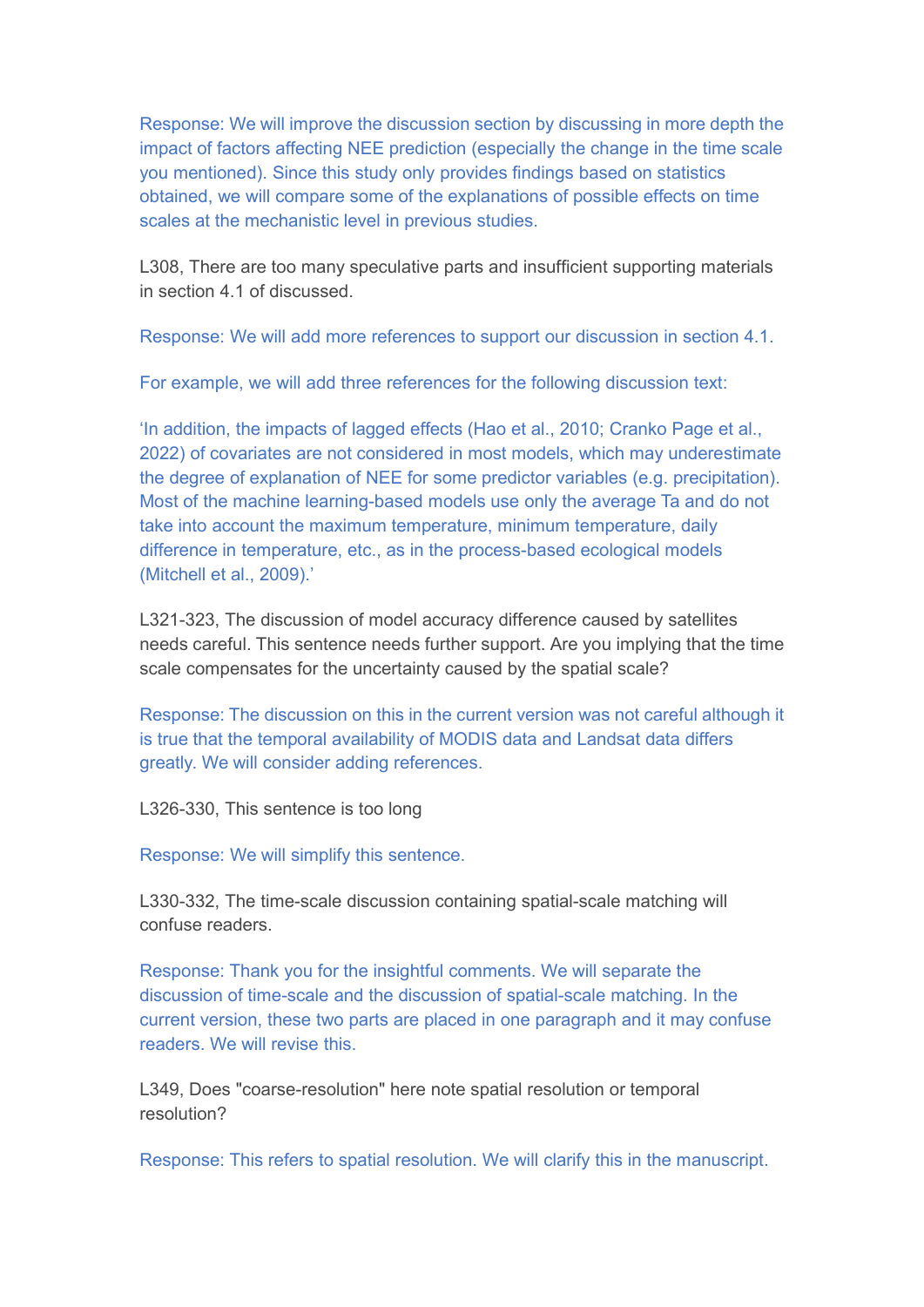Response: We will improve the discussion section by discussing in more depth the impact of factors affecting NEE prediction (especially the change in the time scale you mentioned). Since this study only provides findings based on statistics obtained, we will compare some of the explanations of possible effects on time scales at the mechanistic level in previous studies.

L308, There are too many speculative parts and insufficient supporting materials in section 4.1 of discussed.

Response: We will add more references to support our discussion in section 4.1.

For example, we will add three references for the following discussion text:

'In addition, the impacts of lagged effects (Hao et al., 2010; Cranko Page et al., 2022) of covariates are not considered in most models, which may underestimate the degree of explanation of NEE for some predictor variables (e.g. precipitation). Most of the machine learning-based models use only the average Ta and do not take into account the maximum temperature, minimum temperature, daily difference in temperature, etc., as in the process-based ecological models (Mitchell et al., 2009).'

L321-323, The discussion of model accuracy difference caused by satellites needs careful. This sentence needs further support. Are you implying that the time scale compensates for the uncertainty caused by the spatial scale?

Response: The discussion on this in the current version was not careful although it is true that the temporal availability of MODIS data and Landsat data differs greatly. We will consider adding references.

L326-330, This sentence is too long

Response: We will simplify this sentence.

L330-332, The time-scale discussion containing spatial-scale matching will confuse readers.

Response: Thank you for the insightful comments. We will separate the discussion of time-scale and the discussion of spatial-scale matching. In the current version, these two parts are placed in one paragraph and it may confuse readers. We will revise this.

L349, Does "coarse-resolution" here note spatial resolution or temporal resolution?

Response: This refers to spatial resolution. We will clarify this in the manuscript.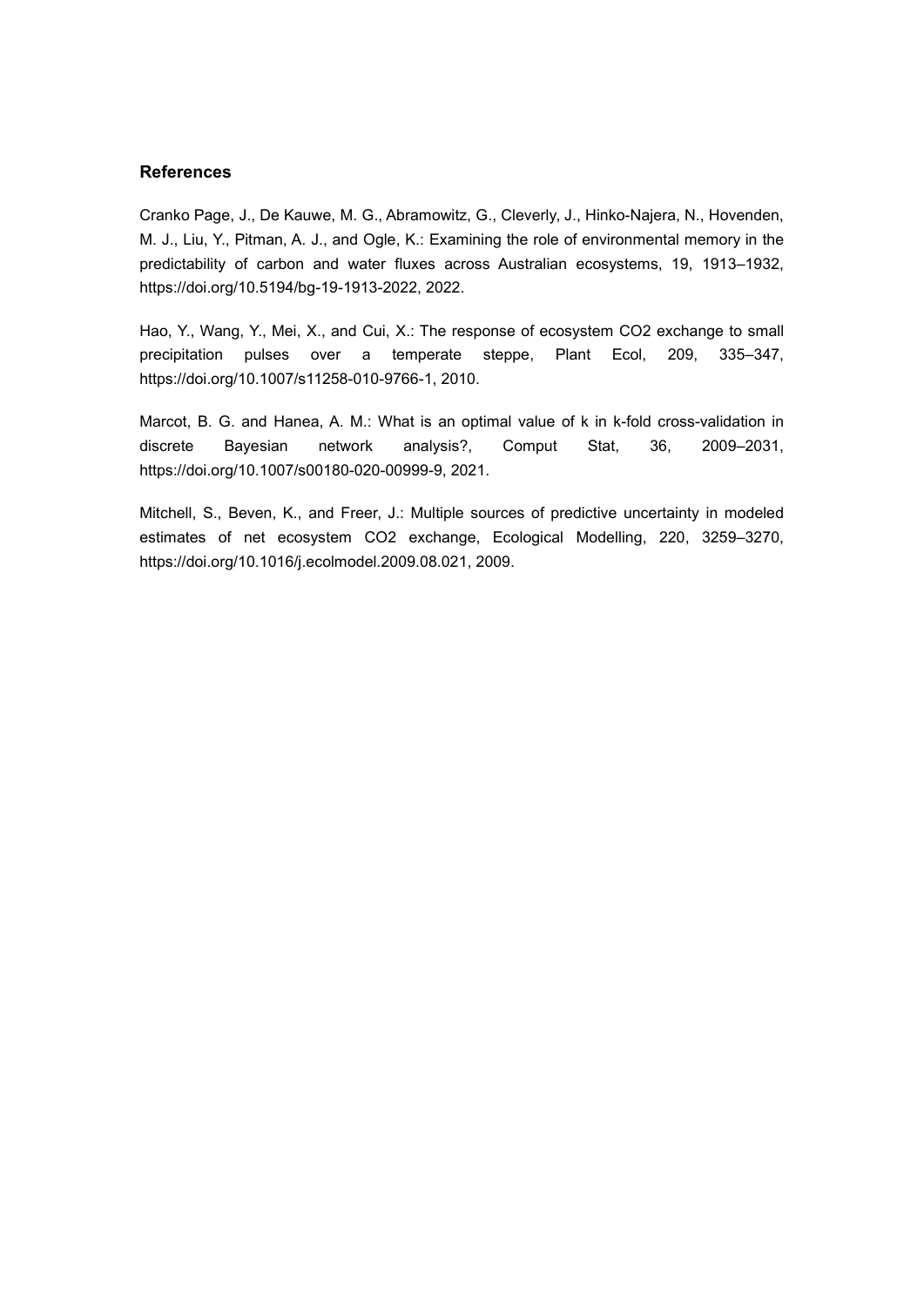## References

Cranko Page, J., De Kauwe, M. G., Abramowitz, G., Cleverly, J., Hinko-Najera, N., Hovenden, M. J., Liu, Y., Pitman, A. J., and Ogle, K.: Examining the role of environmental memory in the predictability of carbon and water fluxes across Australian ecosystems, 19, 1913–1932, https://doi.org/10.5194/bg-19-1913-2022, 2022.

Hao, Y., Wang, Y., Mei, X., and Cui, X.: The response of ecosystem CO2 exchange to small precipitation pulses over a temperate steppe, Plant Ecol, 209, 335–347, https://doi.org/10.1007/s11258-010-9766-1, 2010.

Marcot, B. G. and Hanea, A. M.: What is an optimal value of k in k-fold cross-validation in discrete Bayesian network analysis?, Comput Stat, 36, 2009–2031, https://doi.org/10.1007/s00180-020-00999-9, 2021.

Mitchell, S., Beven, K., and Freer, J.: Multiple sources of predictive uncertainty in modeled estimates of net ecosystem CO2 exchange, Ecological Modelling, 220, 3259–3270, https://doi.org/10.1016/j.ecolmodel.2009.08.021, 2009.